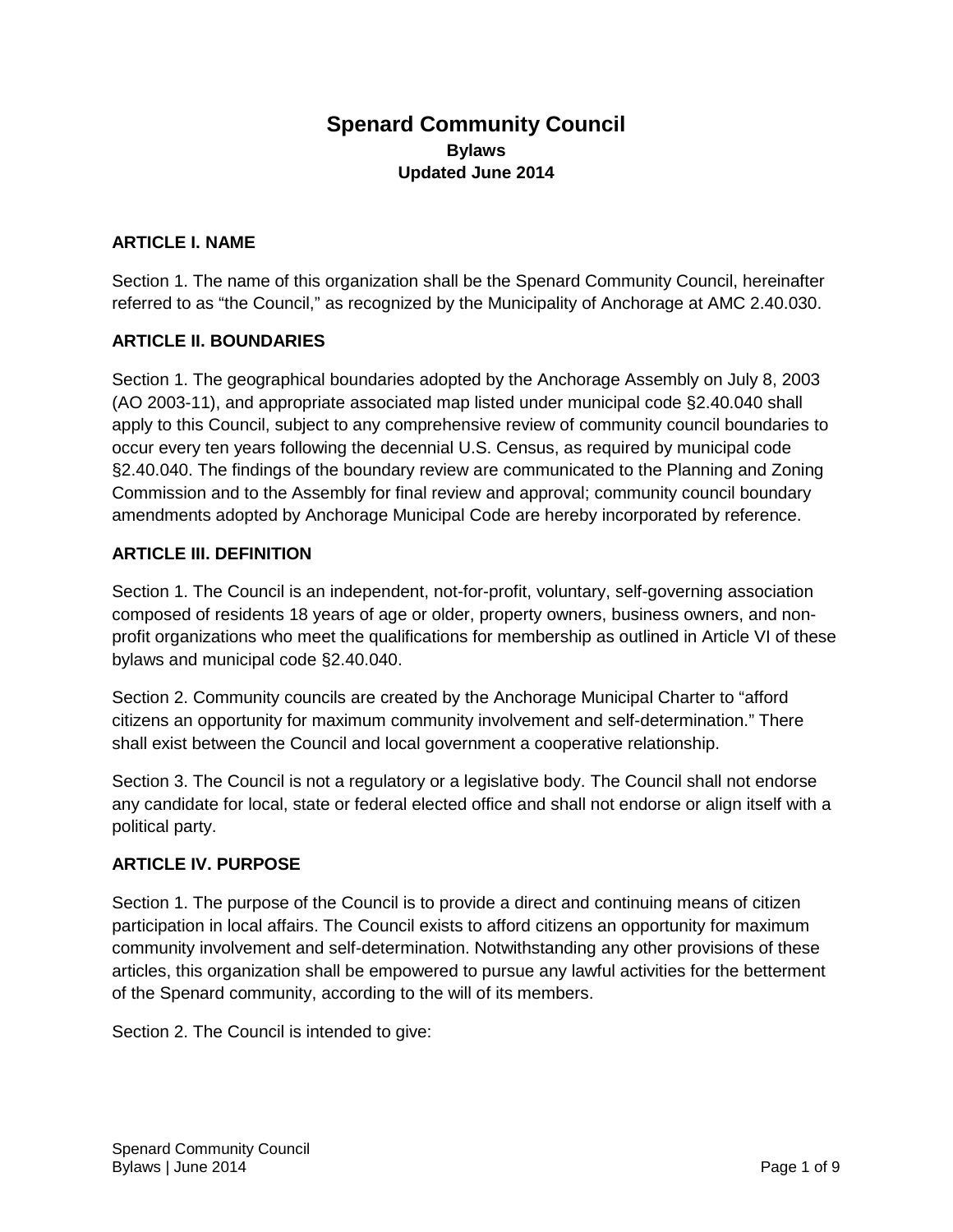# Spenard Community Council

**Bylaws**

**Updated June 2014**

## ARTICLE I. NAME

Section 1. The name of this organization shall be the Spenard Community Council, hereinafter referred to as "the Council," as recognized by the Municipality of Anchorage at AMC 2.40.030.

## ARTICLE II. BOUNDARIES

Section 1. The geographical boundaries adopted by the Anchorage Assembly on July 8, 2003 (AO 2003-11), and appropriate associated map listed under municipal code §2.40.040 shall apply to this Council, subject to any comprehensive review of community council boundaries to occur every ten years following the decennial U.S. Census, as required by municipal code §2.40.040. The findings of the boundary review are communicated to the Planning and Zoning Commission and to the Assembly for final review and approval; community council boundary amendments adopted by Anchorage Municipal Code are hereby incorporated by reference.

## ARTICLE III. DEFINITION

Section 1. The Council is an independent, not-for-profit, voluntary, self-governing association composed of residents 18 years of age or older, property owners, business owners, and non-profit organizations who meet the qualifications for membership as outlined in Article VI of these bylaws and municipal code §2.40.040.

Section 2. Community councils are created by the Anchorage Municipal Charter to "afford citizens an opportunity for maximum community involvement and self-determination." There shall exist between the Council and local government a cooperative relationship.

Section 3. The Council is not a regulatory or a legislative body. The Council shall not endorse any candidate for local, state or federal elected office and shall not endorse or align itself with a political party.

## ARTICLE IV. PURPOSE

Section 1. The purpose of the Council is to provide a direct and continuing means of citizen participation in local affairs. The Council exists to afford citizens an opportunity for maximum community involvement and self-determination. Notwithstanding any other provisions of these articles, this organization shall be empowered to pursue any lawful activities for the betterment of the Spenard community, according to the will of its members.

Section 2. The Council is intended to give: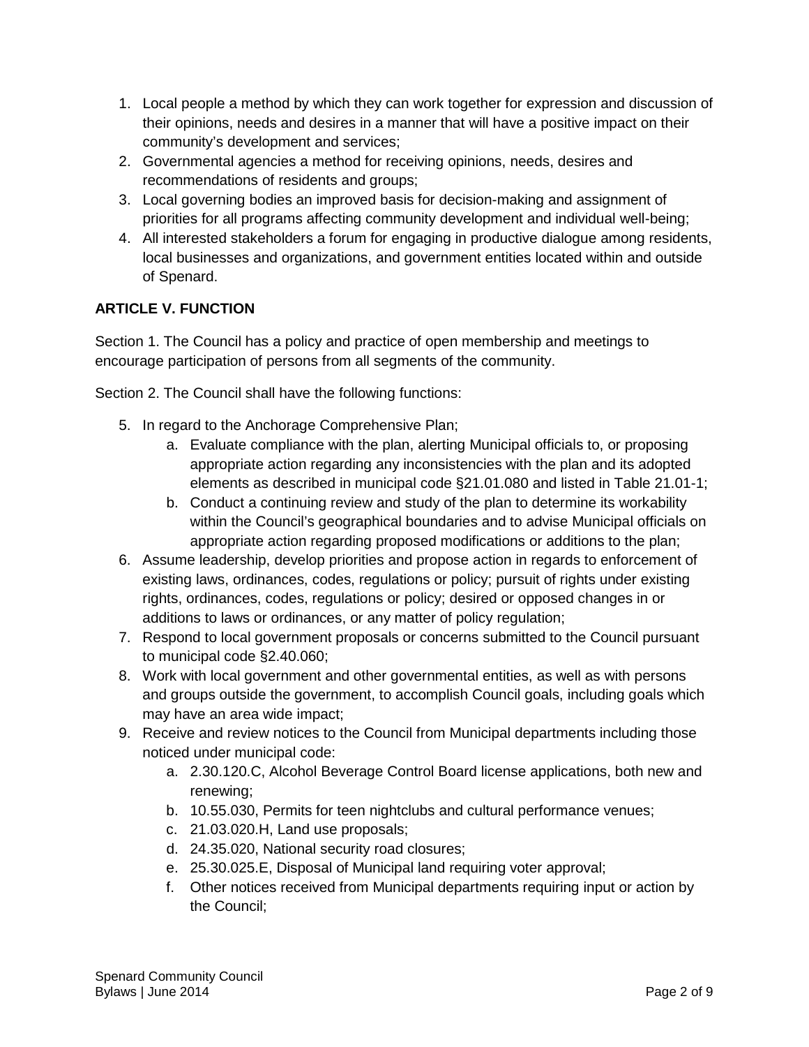1. Local people a method by which they can work together for expression and discussion of their opinions, needs and desires in a manner that will have a positive impact on their community's development and services;
2. Governmental agencies a method for receiving opinions, needs, desires and recommendations of residents and groups;
3. Local governing bodies an improved basis for decision-making and assignment of priorities for all programs affecting community development and individual well-being;
4. All interested stakeholders a forum for engaging in productive dialogue among residents, local businesses and organizations, and government entities located within and outside of Spenard.

**ARTICLE V. FUNCTION**

Section 1. The Council has a policy and practice of open membership and meetings to encourage participation of persons from all segments of the community.

Section 2. The Council shall have the following functions:

5. In regard to the Anchorage Comprehensive Plan;
   a. Evaluate compliance with the plan, alerting Municipal officials to, or proposing appropriate action regarding any inconsistencies with the plan and its adopted elements as described in municipal code §21.01.080 and listed in Table 21.01-1;
   b. Conduct a continuing review and study of the plan to determine its workability within the Council's geographical boundaries and to advise Municipal officials on appropriate action regarding proposed modifications or additions to the plan;
6. Assume leadership, develop priorities and propose action in regards to enforcement of existing laws, ordinances, codes, regulations or policy; pursuit of rights under existing rights, ordinances, codes, regulations or policy; desired or opposed changes in or additions to laws or ordinances, or any matter of policy regulation;
7. Respond to local government proposals or concerns submitted to the Council pursuant to municipal code §2.40.060;
8. Work with local government and other governmental entities, as well as with persons and groups outside the government, to accomplish Council goals, including goals which may have an area wide impact;
9. Receive and review notices to the Council from Municipal departments including those noticed under municipal code:
   a. 2.30.120.C, Alcohol Beverage Control Board license applications, both new and renewing;
   b. 10.55.030, Permits for teen nightclubs and cultural performance venues;
   c. 21.03.020.H, Land use proposals;
   d. 24.35.020, National security road closures;
   e. 25.30.025.E, Disposal of Municipal land requiring voter approval;
   f. Other notices received from Municipal departments requiring input or action by the Council;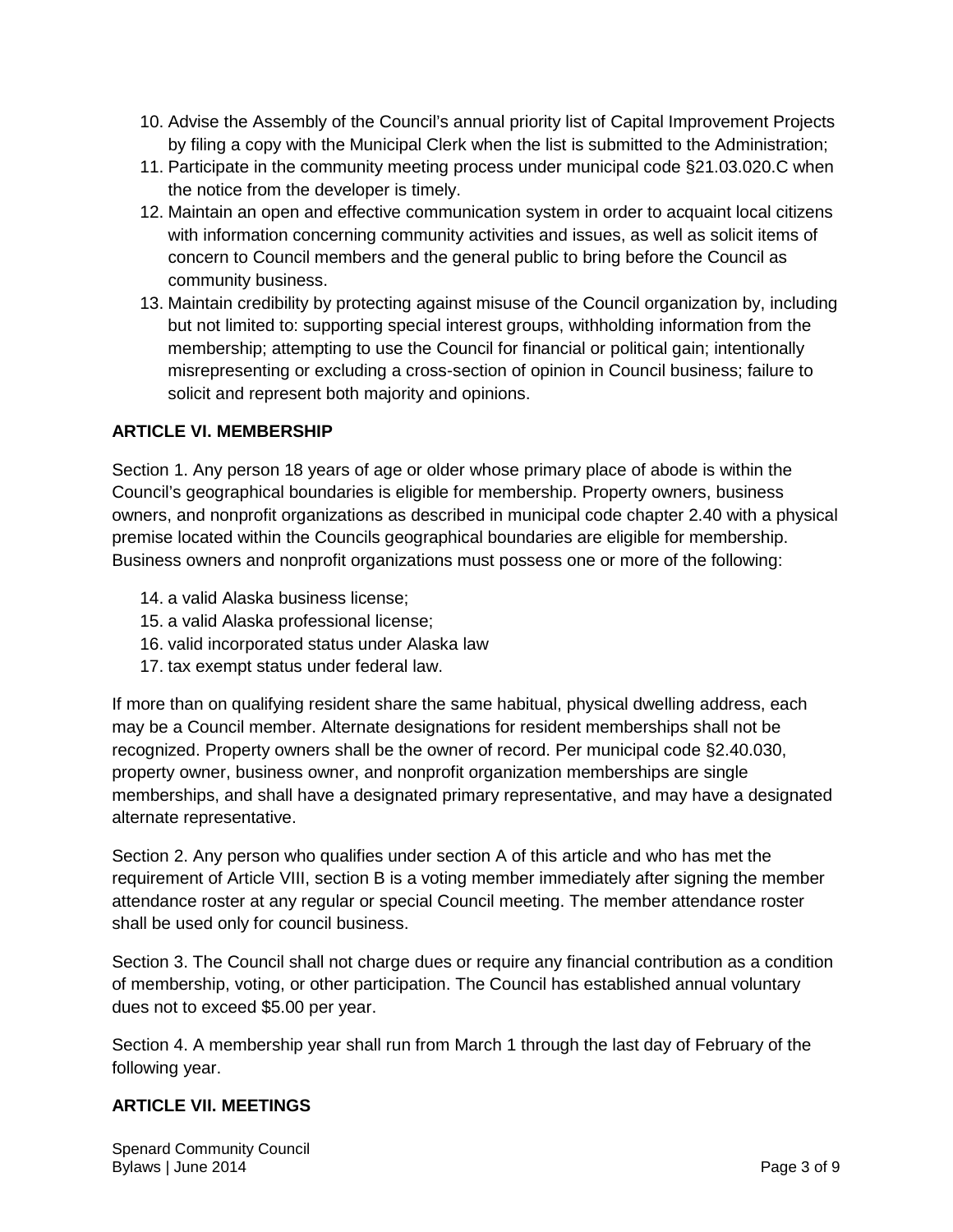10. Advise the Assembly of the Council's annual priority list of Capital Improvement Projects by filing a copy with the Municipal Clerk when the list is submitted to the Administration;
11. Participate in the community meeting process under municipal code §21.03.020.C when the notice from the developer is timely.
12. Maintain an open and effective communication system in order to acquaint local citizens with information concerning community activities and issues, as well as solicit items of concern to Council members and the general public to bring before the Council as community business.
13. Maintain credibility by protecting against misuse of the Council organization by, including but not limited to: supporting special interest groups, withholding information from the membership; attempting to use the Council for financial or political gain; intentionally misrepresenting or excluding a cross-section of opinion in Council business; failure to solicit and represent both majority and opinions.

## ARTICLE VI. MEMBERSHIP

Section 1. Any person 18 years of age or older whose primary place of abode is within the Council's geographical boundaries is eligible for membership. Property owners, business owners, and nonprofit organizations as described in municipal code chapter 2.40 with a physical premise located within the Councils geographical boundaries are eligible for membership. Business owners and nonprofit organizations must possess one or more of the following:

14. a valid Alaska business license;
15. a valid Alaska professional license;
16. valid incorporated status under Alaska law
17. tax exempt status under federal law.

If more than on qualifying resident share the same habitual, physical dwelling address, each may be a Council member. Alternate designations for resident memberships shall not be recognized. Property owners shall be the owner of record. Per municipal code §2.40.030, property owner, business owner, and nonprofit organization memberships are single memberships, and shall have a designated primary representative, and may have a designated alternate representative.

Section 2. Any person who qualifies under section A of this article and who has met the requirement of Article VIII, section B is a voting member immediately after signing the member attendance roster at any regular or special Council meeting. The member attendance roster shall be used only for council business.

Section 3. The Council shall not charge dues or require any financial contribution as a condition of membership, voting, or other participation. The Council has established annual voluntary dues not to exceed $5.00 per year.

Section 4. A membership year shall run from March 1 through the last day of February of the following year.

## ARTICLE VII. MEETINGS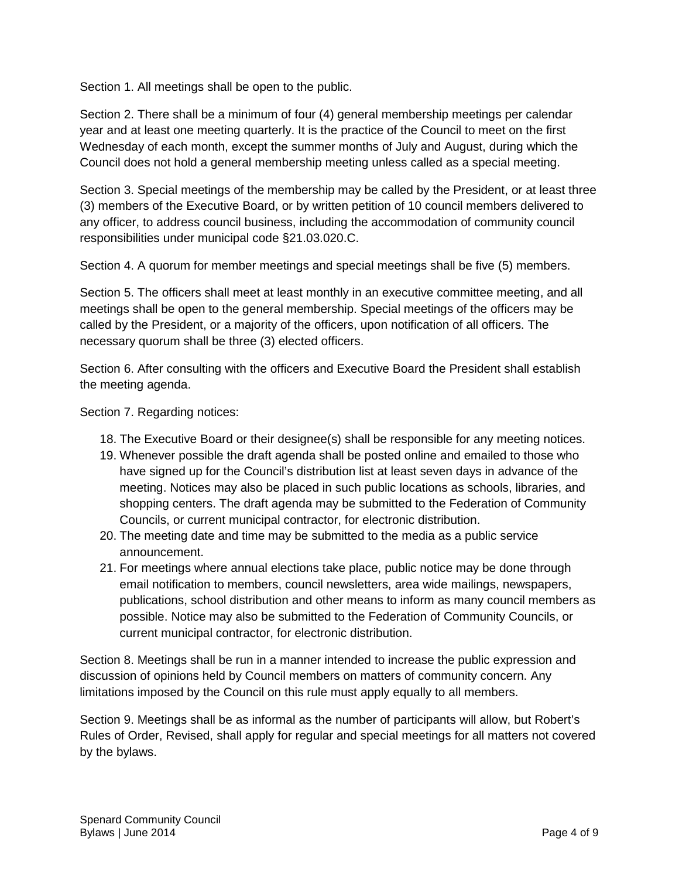Section 1. All meetings shall be open to the public.

Section 2. There shall be a minimum of four (4) general membership meetings per calendar year and at least one meeting quarterly. It is the practice of the Council to meet on the first Wednesday of each month, except the summer months of July and August, during which the Council does not hold a general membership meeting unless called as a special meeting.

Section 3. Special meetings of the membership may be called by the President, or at least three (3) members of the Executive Board, or by written petition of 10 council members delivered to any officer, to address council business, including the accommodation of community council responsibilities under municipal code §21.03.020.C.

Section 4. A quorum for member meetings and special meetings shall be five (5) members.

Section 5. The officers shall meet at least monthly in an executive committee meeting, and all meetings shall be open to the general membership. Special meetings of the officers may be called by the President, or a majority of the officers, upon notification of all officers. The necessary quorum shall be three (3) elected officers.

Section 6. After consulting with the officers and Executive Board the President shall establish the meeting agenda.

Section 7. Regarding notices:

18. The Executive Board or their designee(s) shall be responsible for any meeting notices.
19. Whenever possible the draft agenda shall be posted online and emailed to those who have signed up for the Council's distribution list at least seven days in advance of the meeting. Notices may also be placed in such public locations as schools, libraries, and shopping centers. The draft agenda may be submitted to the Federation of Community Councils, or current municipal contractor, for electronic distribution.
20. The meeting date and time may be submitted to the media as a public service announcement.
21. For meetings where annual elections take place, public notice may be done through email notification to members, council newsletters, area wide mailings, newspapers, publications, school distribution and other means to inform as many council members as possible. Notice may also be submitted to the Federation of Community Councils, or current municipal contractor, for electronic distribution.

Section 8. Meetings shall be run in a manner intended to increase the public expression and discussion of opinions held by Council members on matters of community concern. Any limitations imposed by the Council on this rule must apply equally to all members.

Section 9. Meetings shall be as informal as the number of participants will allow, but Robert's Rules of Order, Revised, shall apply for regular and special meetings for all matters not covered by the bylaws.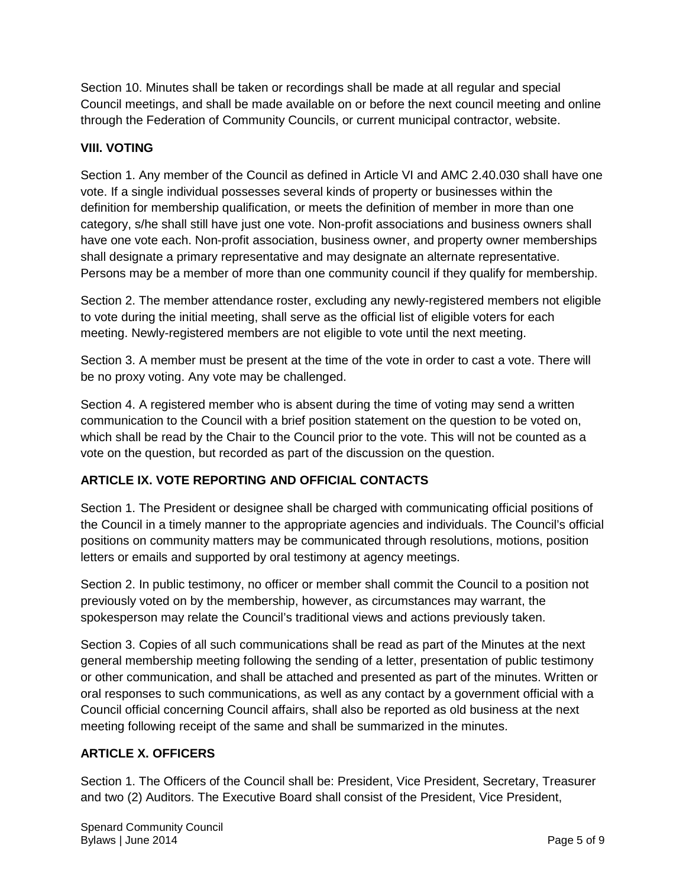Section 10. Minutes shall be taken or recordings shall be made at all regular and special Council meetings, and shall be made available on or before the next council meeting and online through the Federation of Community Councils, or current municipal contractor, website.

## VIII. VOTING

Section 1. Any member of the Council as defined in Article VI and AMC 2.40.030 shall have one vote. If a single individual possesses several kinds of property or businesses within the definition for membership qualification, or meets the definition of member in more than one category, s/he shall still have just one vote. Non-profit associations and business owners shall have one vote each. Non-profit association, business owner, and property owner memberships shall designate a primary representative and may designate an alternate representative. Persons may be a member of more than one community council if they qualify for membership.

Section 2. The member attendance roster, excluding any newly-registered members not eligible to vote during the initial meeting, shall serve as the official list of eligible voters for each meeting. Newly-registered members are not eligible to vote until the next meeting.

Section 3. A member must be present at the time of the vote in order to cast a vote. There will be no proxy voting. Any vote may be challenged.

Section 4. A registered member who is absent during the time of voting may send a written communication to the Council with a brief position statement on the question to be voted on, which shall be read by the Chair to the Council prior to the vote. This will not be counted as a vote on the question, but recorded as part of the discussion on the question.

## ARTICLE IX. VOTE REPORTING AND OFFICIAL CONTACTS

Section 1. The President or designee shall be charged with communicating official positions of the Council in a timely manner to the appropriate agencies and individuals. The Council's official positions on community matters may be communicated through resolutions, motions, position letters or emails and supported by oral testimony at agency meetings.

Section 2. In public testimony, no officer or member shall commit the Council to a position not previously voted on by the membership, however, as circumstances may warrant, the spokesperson may relate the Council's traditional views and actions previously taken.

Section 3. Copies of all such communications shall be read as part of the Minutes at the next general membership meeting following the sending of a letter, presentation of public testimony or other communication, and shall be attached and presented as part of the minutes. Written or oral responses to such communications, as well as any contact by a government official with a Council official concerning Council affairs, shall also be reported as old business at the next meeting following receipt of the same and shall be summarized in the minutes.

## ARTICLE X. OFFICERS

Section 1. The Officers of the Council shall be: President, Vice President, Secretary, Treasurer and two (2) Auditors. The Executive Board shall consist of the President, Vice President,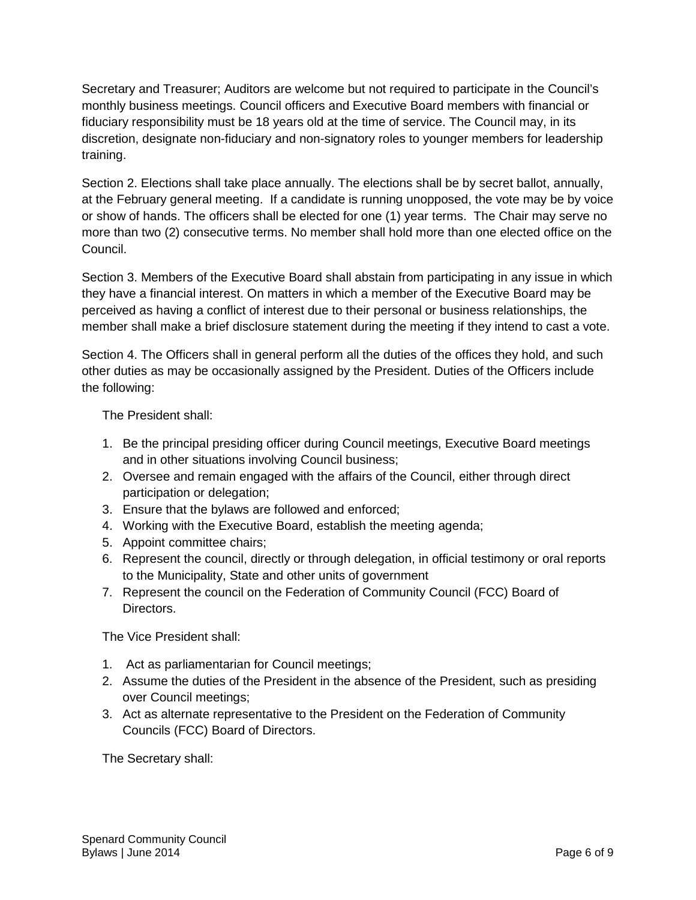Secretary and Treasurer; Auditors are welcome but not required to participate in the Council's monthly business meetings. Council officers and Executive Board members with financial or fiduciary responsibility must be 18 years old at the time of service. The Council may, in its discretion, designate non-fiduciary and non-signatory roles to younger members for leadership training.

Section 2. Elections shall take place annually. The elections shall be by secret ballot, annually, at the February general meeting.  If a candidate is running unopposed, the vote may be by voice or show of hands. The officers shall be elected for one (1) year terms.  The Chair may serve no more than two (2) consecutive terms. No member shall hold more than one elected office on the Council.

Section 3. Members of the Executive Board shall abstain from participating in any issue in which they have a financial interest. On matters in which a member of the Executive Board may be perceived as having a conflict of interest due to their personal or business relationships, the member shall make a brief disclosure statement during the meeting if they intend to cast a vote.

Section 4. The Officers shall in general perform all the duties of the offices they hold, and such other duties as may be occasionally assigned by the President. Duties of the Officers include the following:

The President shall:

1. Be the principal presiding officer during Council meetings, Executive Board meetings and in other situations involving Council business;
2. Oversee and remain engaged with the affairs of the Council, either through direct participation or delegation;
3. Ensure that the bylaws are followed and enforced;
4. Working with the Executive Board, establish the meeting agenda;
5. Appoint committee chairs;
6. Represent the council, directly or through delegation, in official testimony or oral reports to the Municipality, State and other units of government
7. Represent the council on the Federation of Community Council (FCC) Board of Directors.

The Vice President shall:

1. Act as parliamentarian for Council meetings;
2. Assume the duties of the President in the absence of the President, such as presiding over Council meetings;
3. Act as alternate representative to the President on the Federation of Community Councils (FCC) Board of Directors.

The Secretary shall: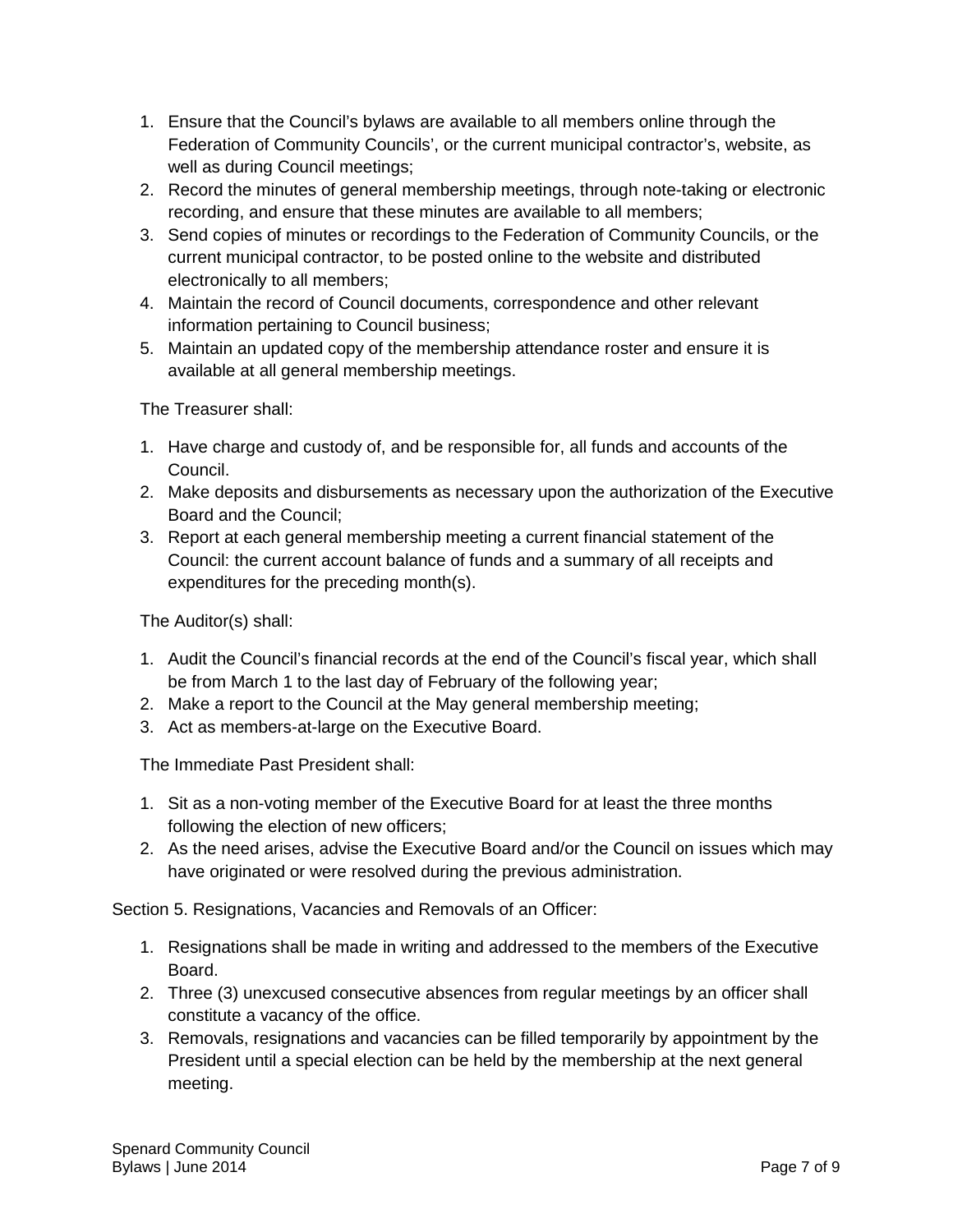1. Ensure that the Council's bylaws are available to all members online through the Federation of Community Councils', or the current municipal contractor's, website, as well as during Council meetings;
2. Record the minutes of general membership meetings, through note-taking or electronic recording, and ensure that these minutes are available to all members;
3. Send copies of minutes or recordings to the Federation of Community Councils, or the current municipal contractor, to be posted online to the website and distributed electronically to all members;
4. Maintain the record of Council documents, correspondence and other relevant information pertaining to Council business;
5. Maintain an updated copy of the membership attendance roster and ensure it is available at all general membership meetings.

The Treasurer shall:

1. Have charge and custody of, and be responsible for, all funds and accounts of the Council.
2. Make deposits and disbursements as necessary upon the authorization of the Executive Board and the Council;
3. Report at each general membership meeting a current financial statement of the Council: the current account balance of funds and a summary of all receipts and expenditures for the preceding month(s).

The Auditor(s) shall:

1. Audit the Council's financial records at the end of the Council's fiscal year, which shall be from March 1 to the last day of February of the following year;
2. Make a report to the Council at the May general membership meeting;
3. Act as members-at-large on the Executive Board.

The Immediate Past President shall:

1. Sit as a non-voting member of the Executive Board for at least the three months following the election of new officers;
2. As the need arises, advise the Executive Board and/or the Council on issues which may have originated or were resolved during the previous administration.

Section 5. Resignations, Vacancies and Removals of an Officer:

1. Resignations shall be made in writing and addressed to the members of the Executive Board.
2. Three (3) unexcused consecutive absences from regular meetings by an officer shall constitute a vacancy of the office.
3. Removals, resignations and vacancies can be filled temporarily by appointment by the President until a special election can be held by the membership at the next general meeting.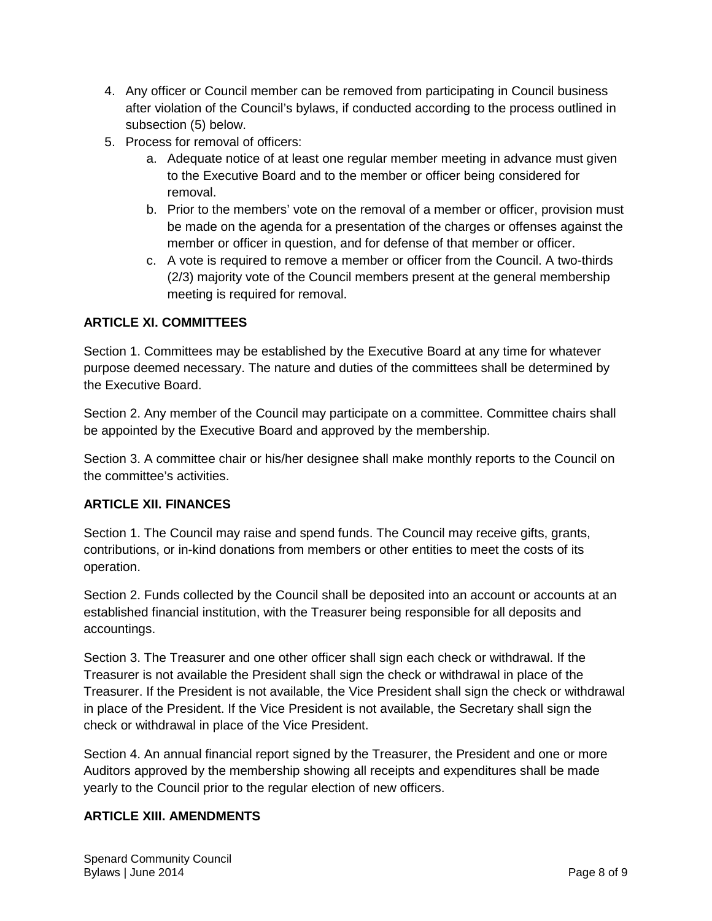4. Any officer or Council member can be removed from participating in Council business after violation of the Council's bylaws, if conducted according to the process outlined in subsection (5) below.
5. Process for removal of officers:
    a. Adequate notice of at least one regular member meeting in advance must given to the Executive Board and to the member or officer being considered for removal.
    b. Prior to the members' vote on the removal of a member or officer, provision must be made on the agenda for a presentation of the charges or offenses against the member or officer in question, and for defense of that member or officer.
    c. A vote is required to remove a member or officer from the Council. A two-thirds (2/3) majority vote of the Council members present at the general membership meeting is required for removal.

**ARTICLE XI. COMMITTEES**

Section 1. Committees may be established by the Executive Board at any time for whatever purpose deemed necessary. The nature and duties of the committees shall be determined by the Executive Board.

Section 2. Any member of the Council may participate on a committee. Committee chairs shall be appointed by the Executive Board and approved by the membership.

Section 3. A committee chair or his/her designee shall make monthly reports to the Council on the committee's activities.

**ARTICLE XII. FINANCES**

Section 1. The Council may raise and spend funds. The Council may receive gifts, grants, contributions, or in-kind donations from members or other entities to meet the costs of its operation.

Section 2. Funds collected by the Council shall be deposited into an account or accounts at an established financial institution, with the Treasurer being responsible for all deposits and accountings.

Section 3. The Treasurer and one other officer shall sign each check or withdrawal. If the Treasurer is not available the President shall sign the check or withdrawal in place of the Treasurer. If the President is not available, the Vice President shall sign the check or withdrawal in place of the President. If the Vice President is not available, the Secretary shall sign the check or withdrawal in place of the Vice President.

Section 4. An annual financial report signed by the Treasurer, the President and one or more Auditors approved by the membership showing all receipts and expenditures shall be made yearly to the Council prior to the regular election of new officers.

**ARTICLE XIII. AMENDMENTS**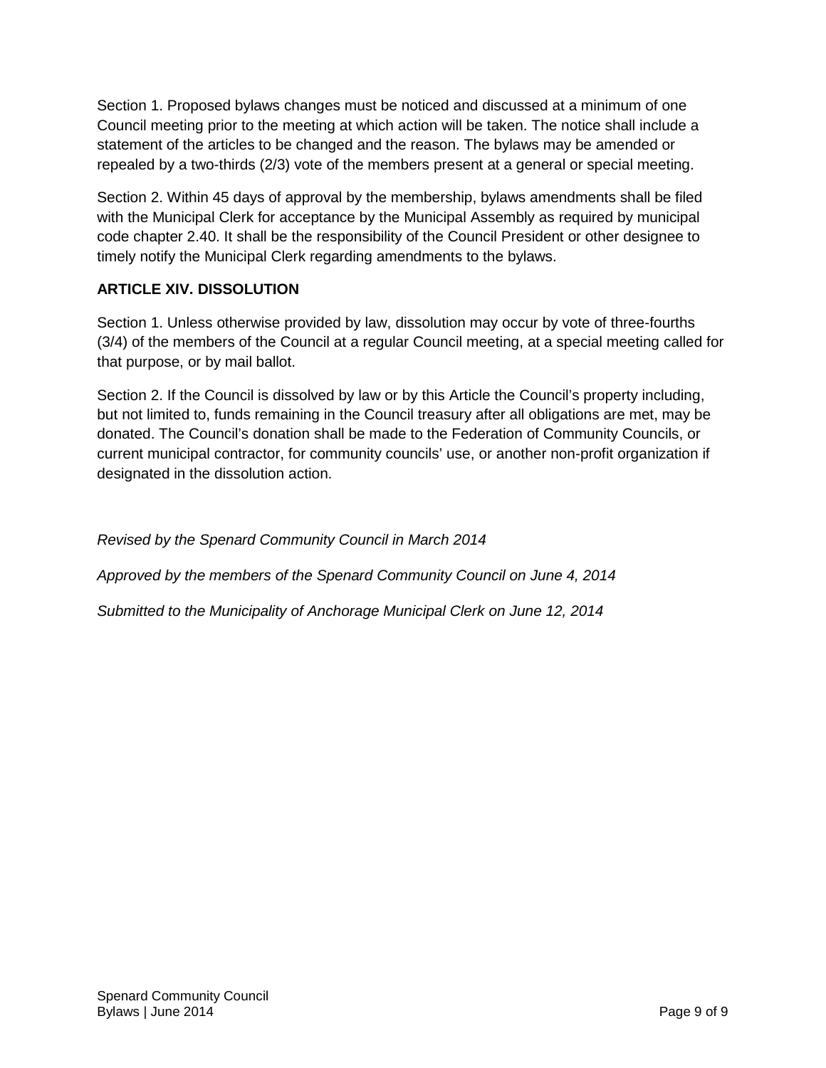Section 1. Proposed bylaws changes must be noticed and discussed at a minimum of one Council meeting prior to the meeting at which action will be taken. The notice shall include a statement of the articles to be changed and the reason. The bylaws may be amended or repealed by a two-thirds (2/3) vote of the members present at a general or special meeting.

Section 2. Within 45 days of approval by the membership, bylaws amendments shall be filed with the Municipal Clerk for acceptance by the Municipal Assembly as required by municipal code chapter 2.40. It shall be the responsibility of the Council President or other designee to timely notify the Municipal Clerk regarding amendments to the bylaws.

## ARTICLE XIV. DISSOLUTION

Section 1. Unless otherwise provided by law, dissolution may occur by vote of three-fourths (3/4) of the members of the Council at a regular Council meeting, at a special meeting called for that purpose, or by mail ballot.

Section 2. If the Council is dissolved by law or by this Article the Council's property including, but not limited to, funds remaining in the Council treasury after all obligations are met, may be donated. The Council's donation shall be made to the Federation of Community Councils, or current municipal contractor, for community councils' use, or another non-profit organization if designated in the dissolution action.

*Revised by the Spenard Community Council in March 2014*

*Approved by the members of the Spenard Community Council on June 4, 2014*

*Submitted to the Municipality of Anchorage Municipal Clerk on June 12, 2014*